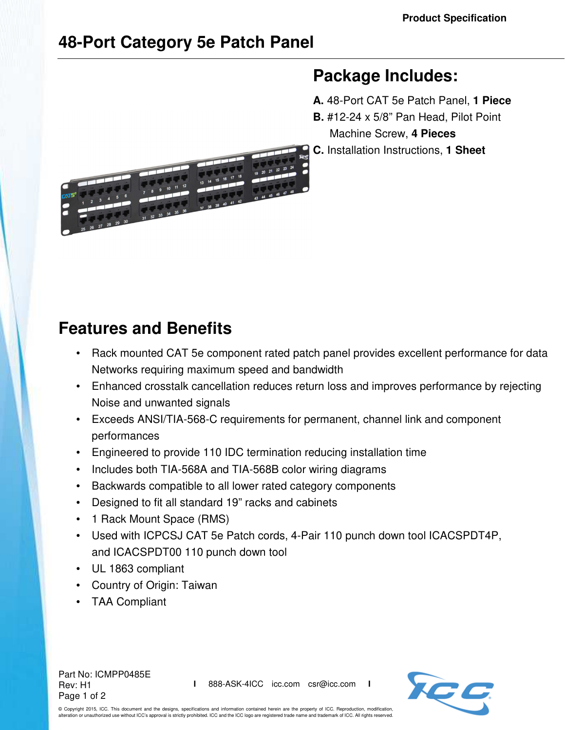Product Specification

# 48-Port Category 5e Patch Panel

## Package Includes:

**A.** 48-Port CAT 5e Patch Panel, **1 Piece**
**B.** #12-24 x 5/8" Pan Head, Pilot Point Machine Screw, **4 Pieces**
**C.** Installation Instructions, **1 Sheet**

## Features and Benefits

- Rack mounted CAT 5e component rated patch panel provides excellent performance for data Networks requiring maximum speed and bandwidth
- Enhanced crosstalk cancellation reduces return loss and improves performance by rejecting Noise and unwanted signals
- Exceeds ANSI/TIA-568-C requirements for permanent, channel link and component performances
- Engineered to provide 110 IDC termination reducing installation time
- Includes both TIA-568A and TIA-568B color wiring diagrams
- Backwards compatible to all lower rated category components
- Designed to fit all standard 19" racks and cabinets
- 1 Rack Mount Space (RMS)
- Used with ICPCSJ CAT 5e Patch cords, 4-Pair 110 punch down tool ICACSPDT4P, and ICACSPDT00 110 punch down tool
- UL 1863 compliant
- Country of Origin: Taiwan
- TAA Compliant

Part No: ICMPP0485E
Rev: H1

888-ASK-4ICC icc.com csr@icc.com

© Copyright 2015, ICC. This document and the designs, specifications and information contained herein are the property of ICC. Reproduction, modification, alteration or unauthorized use without ICC's approval is strictly prohibited. ICC and the ICC logo are registered trade name and trademark of ICC. All rights reserved.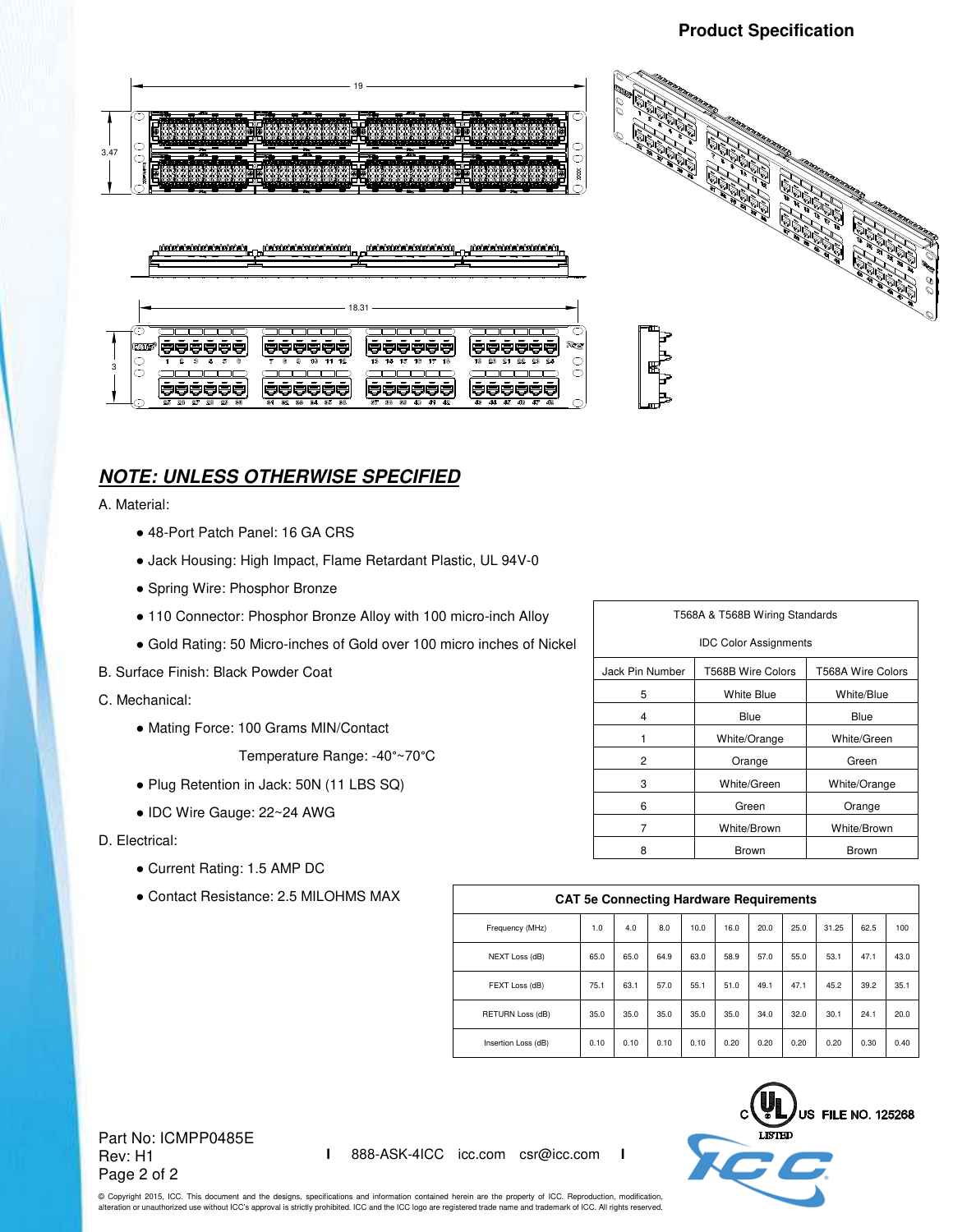## Product Specification

19

3.47

18.31

3

## *NOTE: UNLESS OTHERWISE SPECIFIED*

A. Material:

- 48-Port Patch Panel: 16 GA CRS
- Jack Housing: High Impact, Flame Retardant Plastic, UL 94V-0
- Spring Wire: Phosphor Bronze
- 110 Connector: Phosphor Bronze Alloy with 100 micro-inch Alloy
- Gold Rating: 50 Micro-inches of Gold over 100 micro inches of Nickel

B. Surface Finish: Black Powder Coat

C. Mechanical:

- Mating Force: 100 Grams MIN/Contact

  Temperature Range: -40°~70°C
- Plug Retention in Jack: 50N (11 LBS SQ)
- IDC Wire Gauge: 22~24 AWG

D. Electrical:

- Current Rating: 1.5 AMP DC
- Contact Resistance: 2.5 MILOHMS MAX

| T568A & T568B Wiring Standards<br>IDC Color Assignments | | |
|---|---|---|
| Jack Pin Number | T568B Wire Colors | T568A Wire Colors |
| 5 | White Blue | White/Blue |
| 4 | Blue | Blue |
| 1 | White/Orange | White/Green |
| 2 | Orange | Green |
| 3 | White/Green | White/Orange |
| 6 | Green | Orange |
| 7 | White/Brown | White/Brown |
| 8 | Brown | Brown |

| CAT 5e Connecting Hardware Requirements | | | | | | | | | | |
|---|---|---|---|---|---|---|---|---|---|---|
| Frequency (MHz) | 1.0 | 4.0 | 8.0 | 10.0 | 16.0 | 20.0 | 25.0 | 31.25 | 62.5 | 100 |
| NEXT Loss (dB) | 65.0 | 65.0 | 64.9 | 63.0 | 58.9 | 57.0 | 55.0 | 53.1 | 47.1 | 43.0 |
| FEXT Loss (dB) | 75.1 | 63.1 | 57.0 | 55.1 | 51.0 | 49.1 | 47.1 | 45.2 | 39.2 | 35.1 |
| RETURN Loss (dB) | 35.0 | 35.0 | 35.0 | 35.0 | 35.0 | 34.0 | 32.0 | 30.1 | 24.1 | 20.0 |
| Insertion Loss (dB) | 0.10 | 0.10 | 0.10 | 0.10 | 0.20 | 0.20 | 0.20 | 0.20 | 0.30 | 0.40 |

c UL US LISTED FILE NO. 125268

Part No: ICMPP0485E
Rev: H1

888-ASK-4ICC icc.com csr@icc.com

© Copyright 2015, ICC. This document and the designs, specifications and information contained herein are the property of ICC. Reproduction, modification, alteration or unauthorized use without ICC's approval is strictly prohibited. ICC and the ICC logo are registered trade name and trademark of ICC. All rights reserved.